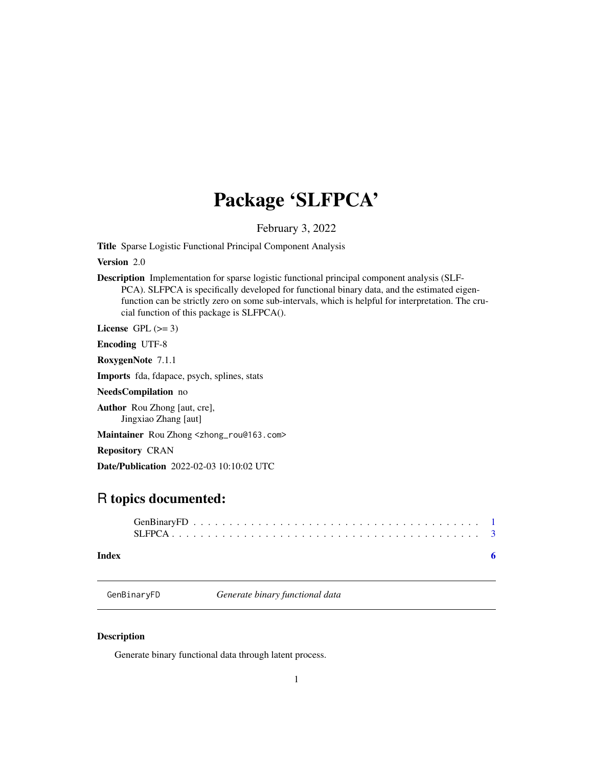# Package 'SLFPCA'

February 3, 2022

**Title** Sparse Logistic Functional Principal Component Analysis

**Version** 2.0

**Description** Implementation for sparse logistic functional principal component analysis (SLFPCA). SLFPCA is specifically developed for functional binary data, and the estimated eigenfunction can be strictly zero on some sub-intervals, which is helpful for interpretation. The crucial function of this package is SLFPCA().

**License** GPL (>= 3)

**Encoding** UTF-8

**RoxygenNote** 7.1.1

**Imports** fda, fdapace, psych, splines, stats

**NeedsCompilation** no

**Author** Rou Zhong [aut, cre], Jingxiao Zhang [aut]

**Maintainer** Rou Zhong <zhong_rou@163.com>

**Repository** CRAN

**Date/Publication** 2022-02-03 10:10:02 UTC

## R topics documented:

GenBinaryFD . . . . . . . . . . . . . . . . . . . . . . . . . . . . . . . . . . . . . . . . 1
SLFPCA . . . . . . . . . . . . . . . . . . . . . . . . . . . . . . . . . . . . . . . . . . 3

**Index** 6

---

GenBinaryFD — *Generate binary functional data*

---

### Description

Generate binary functional data through latent process.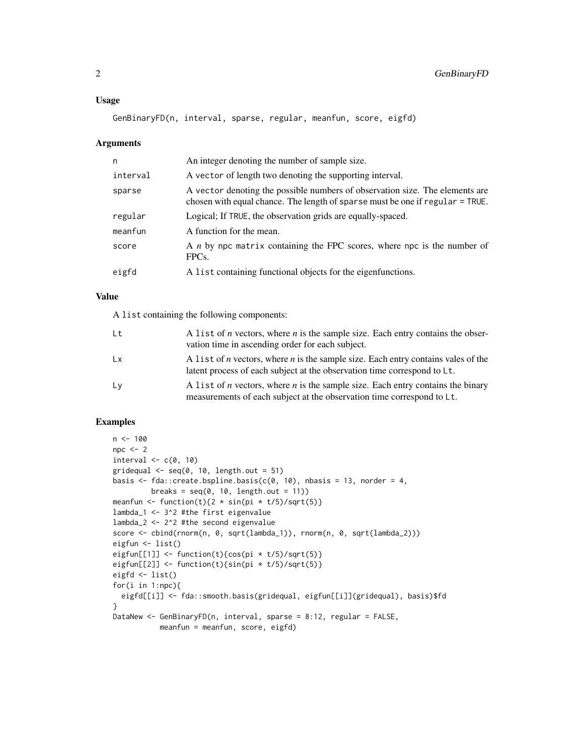## Usage

```
GenBinaryFD(n, interval, sparse, regular, meanfun, score, eigfd)
```

## Arguments

| | |
|---|---|
| n | An integer denoting the number of sample size. |
| interval | A vector of length two denoting the supporting interval. |
| sparse | A vector denoting the possible numbers of observation size. The elements are chosen with equal chance. The length of sparse must be one if regular = TRUE. |
| regular | Logical; If TRUE, the observation grids are equally-spaced. |
| meanfun | A function for the mean. |
| score | A *n* by npc matrix containing the FPC scores, where npc is the number of FPCs. |
| eigfd | A list containing functional objects for the eigenfunctions. |

## Value

A list containing the following components:

| | |
|---|---|
| Lt | A list of *n* vectors, where *n* is the sample size. Each entry contains the observation time in ascending order for each subject. |
| Lx | A list of *n* vectors, where *n* is the sample size. Each entry contains vales of the latent process of each subject at the observation time correspond to Lt. |
| Ly | A list of *n* vectors, where *n* is the sample size. Each entry contains the binary measurements of each subject at the observation time correspond to Lt. |

## Examples

```
n <- 100
npc <- 2
interval <- c(0, 10)
gridequal <- seq(0, 10, length.out = 51)
basis <- fda::create.bspline.basis(c(0, 10), nbasis = 13, norder = 4,
         breaks = seq(0, 10, length.out = 11))
meanfun <- function(t){2 * sin(pi * t/5)/sqrt(5)}
lambda_1 <- 3^2 #the first eigenvalue
lambda_2 <- 2^2 #the second eigenvalue
score <- cbind(rnorm(n, 0, sqrt(lambda_1)), rnorm(n, 0, sqrt(lambda_2)))
eigfun <- list()
eigfun[[1]] <- function(t){cos(pi * t/5)/sqrt(5)}
eigfun[[2]] <- function(t){sin(pi * t/5)/sqrt(5)}
eigfd <- list()
for(i in 1:npc){
  eigfd[[i]] <- fda::smooth.basis(gridequal, eigfun[[i]](gridequal), basis)$fd
}
DataNew <- GenBinaryFD(n, interval, sparse = 8:12, regular = FALSE,
           meanfun = meanfun, score, eigfd)
```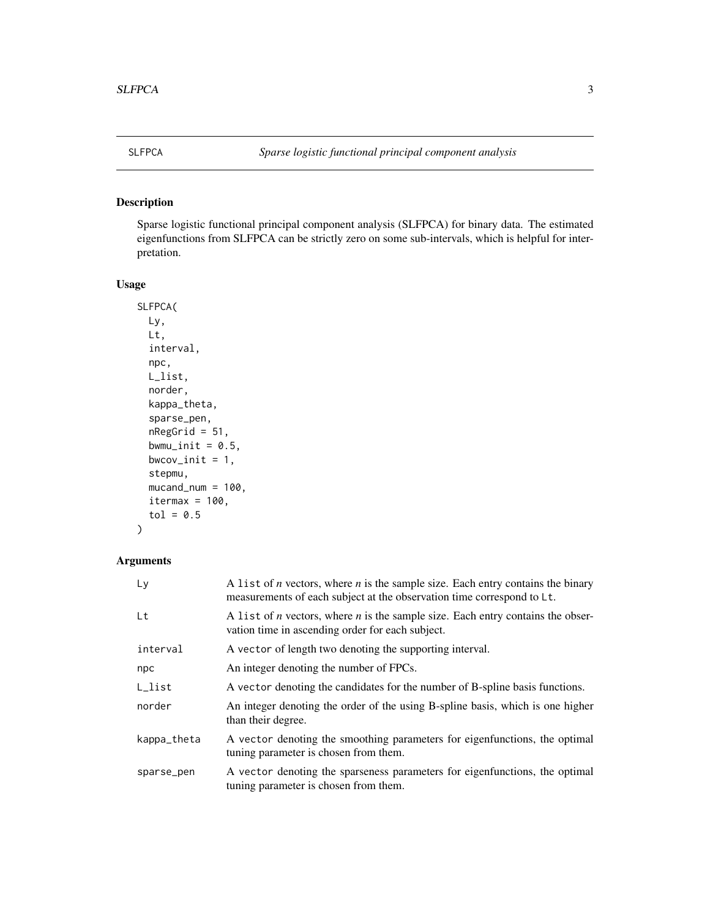## SLFPCA *Sparse logistic functional principal component analysis*

### Description

Sparse logistic functional principal component analysis (SLFPCA) for binary data. The estimated eigenfunctions from SLFPCA can be strictly zero on some sub-intervals, which is helpful for interpretation.

### Usage

```
SLFPCA(
  Ly,
  Lt,
  interval,
  npc,
  L_list,
  norder,
  kappa_theta,
  sparse_pen,
  nRegGrid = 51,
  bwmu_init = 0.5,
  bwcov_init = 1,
  stepmu,
  mucand_num = 100,
  itermax = 100,
  tol = 0.5
)
```

### Arguments

| | |
|---|---|
| Ly | A `list` of *n* vectors, where *n* is the sample size. Each entry contains the binary measurements of each subject at the observation time correspond to `Lt`. |
| Lt | A `list` of *n* vectors, where *n* is the sample size. Each entry contains the observation time in ascending order for each subject. |
| interval | A `vector` of length two denoting the supporting interval. |
| npc | An integer denoting the number of FPCs. |
| L_list | A `vector` denoting the candidates for the number of B-spline basis functions. |
| norder | An integer denoting the order of the using B-spline basis, which is one higher than their degree. |
| kappa_theta | A `vector` denoting the smoothing parameters for eigenfunctions, the optimal tuning parameter is chosen from them. |
| sparse_pen | A `vector` denoting the sparseness parameters for eigenfunctions, the optimal tuning parameter is chosen from them. |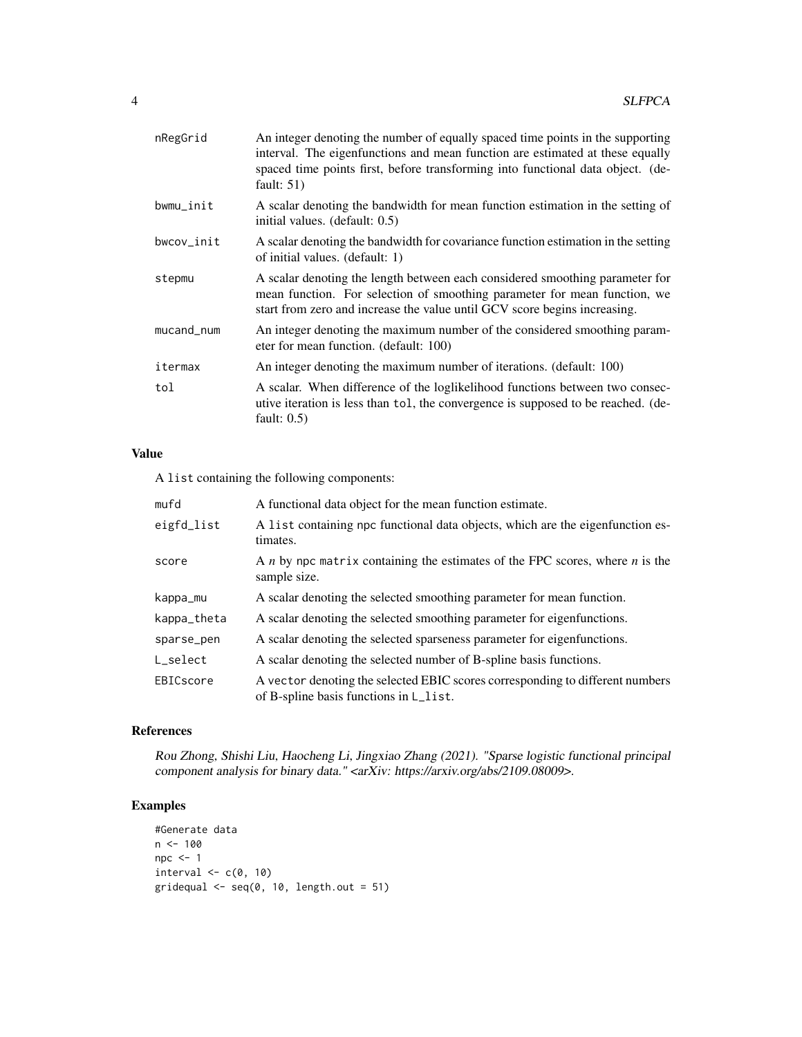| | |
|---|---|
| nRegGrid | An integer denoting the number of equally spaced time points in the supporting interval. The eigenfunctions and mean function are estimated at these equally spaced time points first, before transforming into functional data object. (default: 51) |
| bwmu_init | A scalar denoting the bandwidth for mean function estimation in the setting of initial values. (default: 0.5) |
| bwcov_init | A scalar denoting the bandwidth for covariance function estimation in the setting of initial values. (default: 1) |
| stepmu | A scalar denoting the length between each considered smoothing parameter for mean function. For selection of smoothing parameter for mean function, we start from zero and increase the value until GCV score begins increasing. |
| mucand_num | An integer denoting the maximum number of the considered smoothing parameter for mean function. (default: 100) |
| itermax | An integer denoting the maximum number of iterations. (default: 100) |
| tol | A scalar. When difference of the loglikelihood functions between two consecutive iteration is less than tol, the convergence is supposed to be reached. (default: 0.5) |

## Value

A list containing the following components:

| | |
|---|---|
| mufd | A functional data object for the mean function estimate. |
| eigfd_list | A list containing npc functional data objects, which are the eigenfunction estimates. |
| score | A $n$ by npc matrix containing the estimates of the FPC scores, where $n$ is the sample size. |
| kappa_mu | A scalar denoting the selected smoothing parameter for mean function. |
| kappa_theta | A scalar denoting the selected smoothing parameter for eigenfunctions. |
| sparse_pen | A scalar denoting the selected sparseness parameter for eigenfunctions. |
| L_select | A scalar denoting the selected number of B-spline basis functions. |
| EBICscore | A vector denoting the selected EBIC scores corresponding to different numbers of B-spline basis functions in L_list. |

## References

*Rou Zhong, Shishi Liu, Haocheng Li, Jingxiao Zhang (2021). "Sparse logistic functional principal component analysis for binary data." <arXiv: https://arxiv.org/abs/2109.08009>.*

## Examples

```
#Generate data
n <- 100
npc <- 1
interval <- c(0, 10)
gridequal <- seq(0, 10, length.out = 51)
```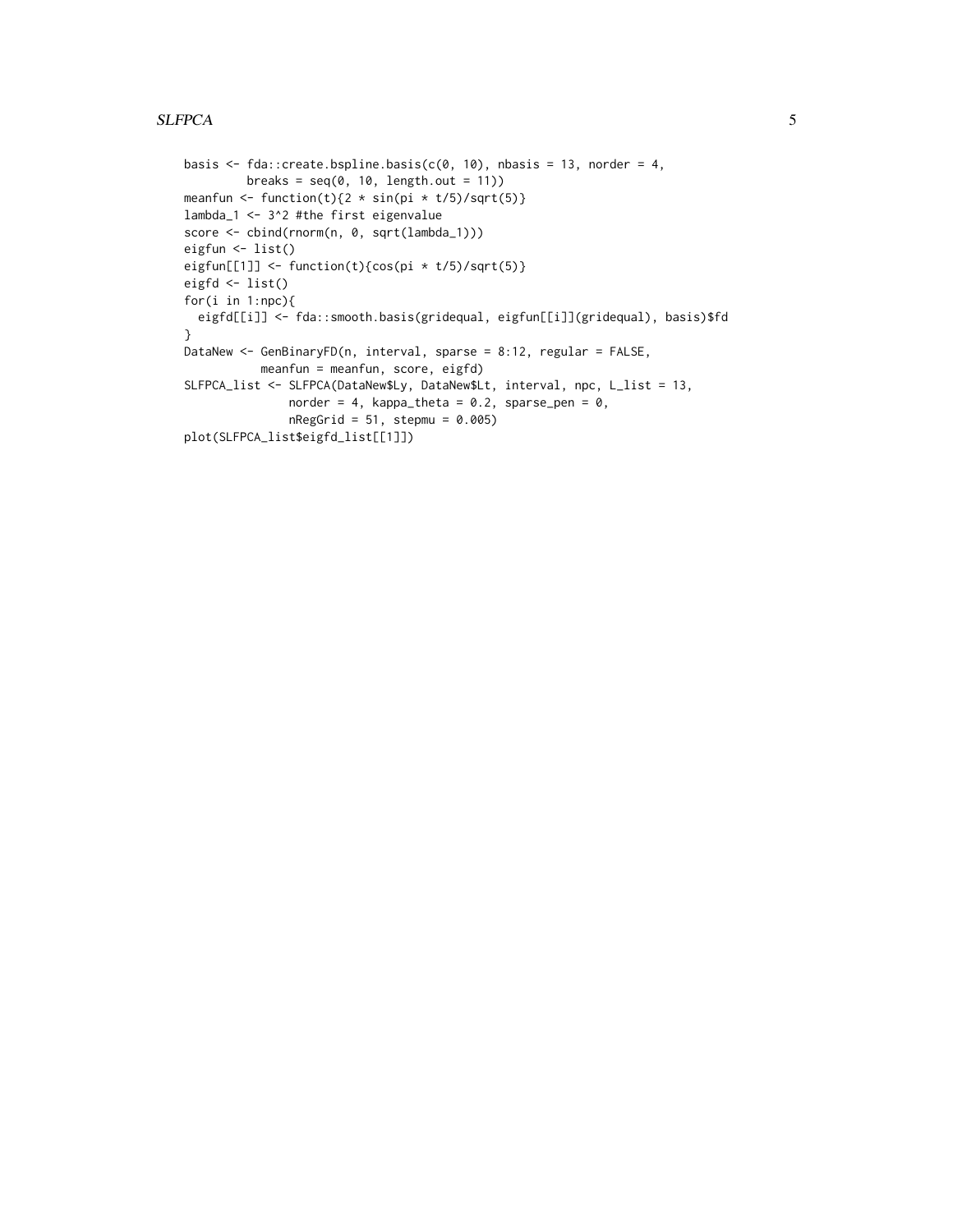```
basis <- fda::create.bspline.basis(c(0, 10), nbasis = 13, norder = 4,
         breaks = seq(0, 10, length.out = 11))
meanfun <- function(t){2 * sin(pi * t/5)/sqrt(5)}
lambda_1 <- 3^2 #the first eigenvalue
score <- cbind(rnorm(n, 0, sqrt(lambda_1)))
eigfun <- list()
eigfun[[1]] <- function(t){cos(pi * t/5)/sqrt(5)}
eigfd <- list()
for(i in 1:npc){
  eigfd[[i]] <- fda::smooth.basis(gridequal, eigfun[[i]](gridequal), basis)$fd
}
DataNew <- GenBinaryFD(n, interval, sparse = 8:12, regular = FALSE,
           meanfun = meanfun, score, eigfd)
SLFPCA_list <- SLFPCA(DataNew$Ly, DataNew$Lt, interval, npc, L_list = 13,
               norder = 4, kappa_theta = 0.2, sparse_pen = 0,
               nRegGrid = 51, stepmu = 0.005)
plot(SLFPCA_list$eigfd_list[[1]])
```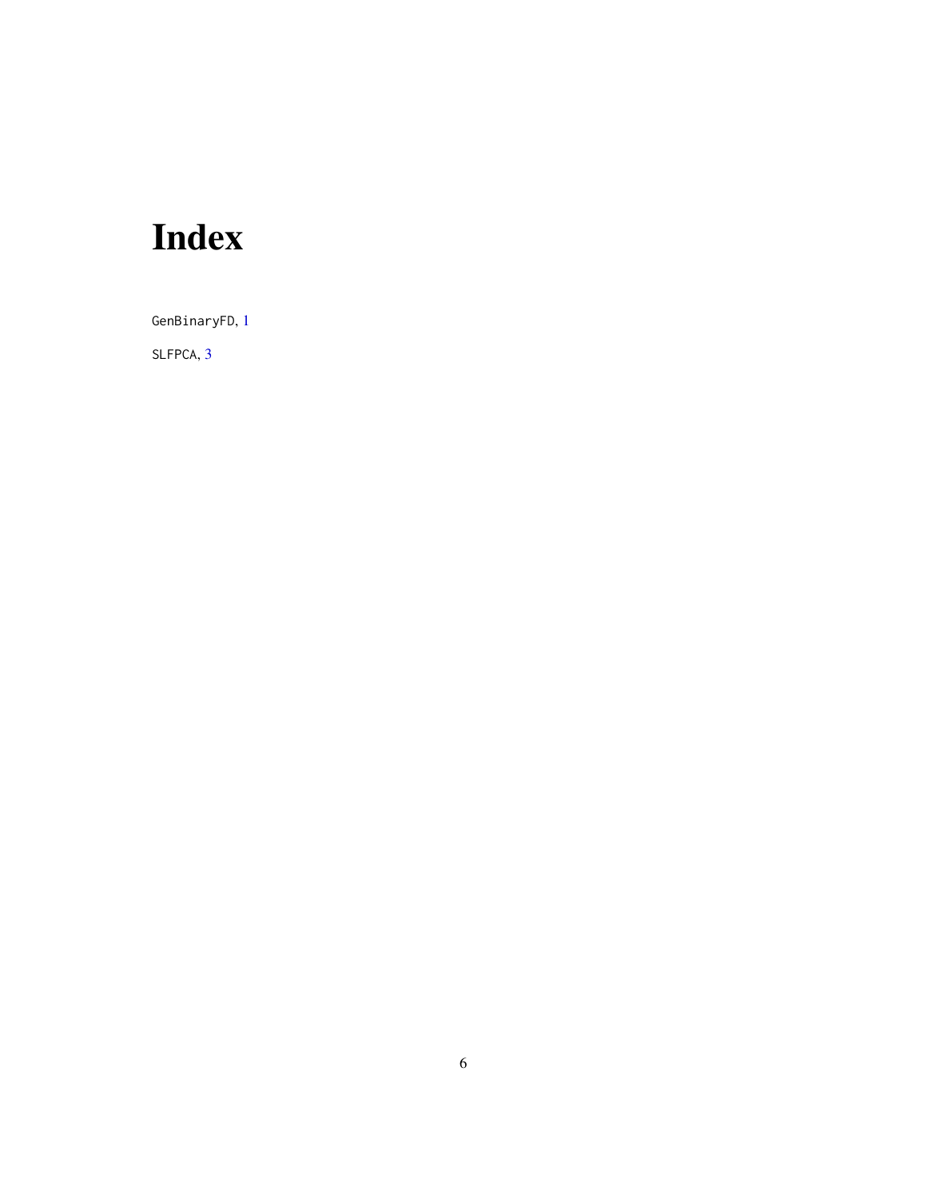# Index

GenBinaryFD, 1

SLFPCA, 3